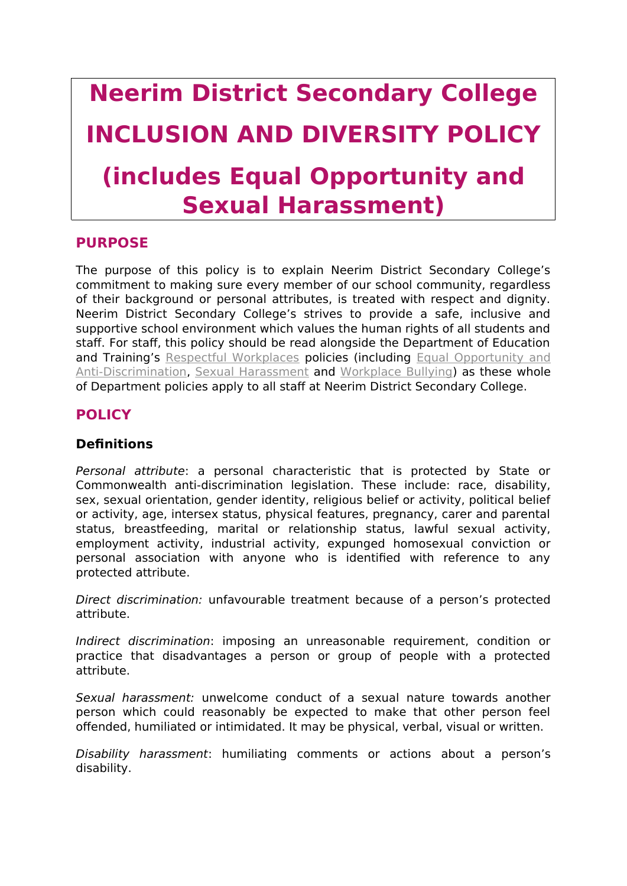# Neerim District Secondary College

# INCLUSION AND DIVERSITY POLICY

# (includes Equal Opportunity and Sexual Harassment)

## PURPOSE

The purpose of this policy is to explain Neerim District Secondary College's commitment to making sure every member of our school community, regardless of their background or personal attributes, is treated with respect and dignity. Neerim District Secondary College's strives to provide a safe, inclusive and supportive school environment which values the human rights of all students and staff. For staff, this policy should be read alongside the Department of Education and Training's Respectful Workplaces policies (including Equal Opportunity and Anti-Discrimination, Sexual Harassment and Workplace Bullying) as these whole of Department policies apply to all staff at Neerim District Secondary College.

## POLICY

### Definitions

*Personal attribute*: a personal characteristic that is protected by State or Commonwealth anti-discrimination legislation. These include: race, disability, sex, sexual orientation, gender identity, religious belief or activity, political belief or activity, age, intersex status, physical features, pregnancy, carer and parental status, breastfeeding, marital or relationship status, lawful sexual activity, employment activity, industrial activity, expunged homosexual conviction or personal association with anyone who is identified with reference to any protected attribute.

*Direct discrimination:* unfavourable treatment because of a person's protected attribute.

*Indirect discrimination*: imposing an unreasonable requirement, condition or practice that disadvantages a person or group of people with a protected attribute.

*Sexual harassment:* unwelcome conduct of a sexual nature towards another person which could reasonably be expected to make that other person feel offended, humiliated or intimidated. It may be physical, verbal, visual or written.

*Disability harassment*: humiliating comments or actions about a person's disability.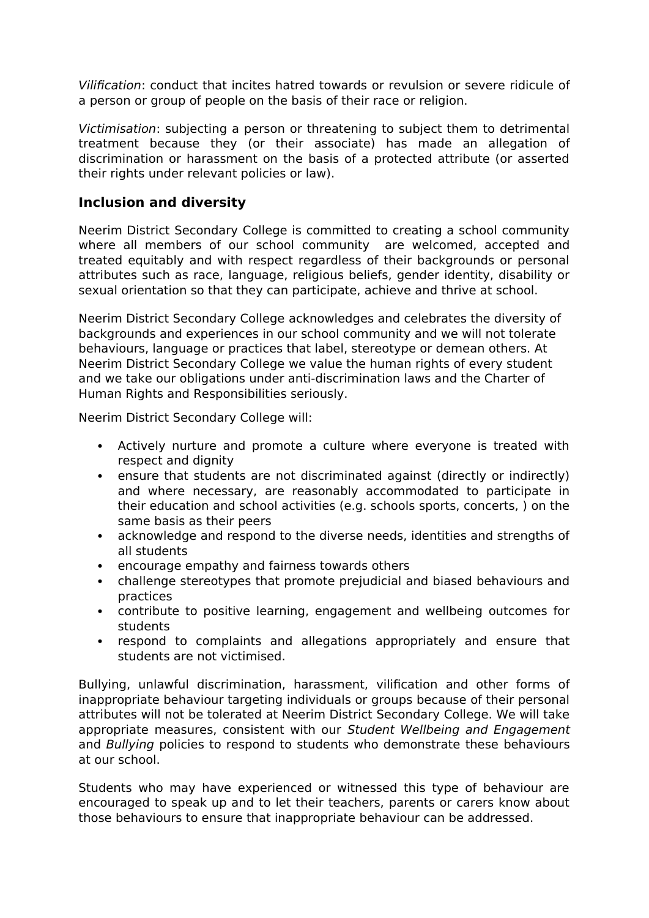*Vilification*: conduct that incites hatred towards or revulsion or severe ridicule of a person or group of people on the basis of their race or religion.

*Victimisation*: subjecting a person or threatening to subject them to detrimental treatment because they (or their associate) has made an allegation of discrimination or harassment on the basis of a protected attribute (or asserted their rights under relevant policies or law).

## Inclusion and diversity

Neerim District Secondary College is committed to creating a school community where all members of our school community  are welcomed, accepted and treated equitably and with respect regardless of their backgrounds or personal attributes such as race, language, religious beliefs, gender identity, disability or sexual orientation so that they can participate, achieve and thrive at school.

Neerim District Secondary College acknowledges and celebrates the diversity of backgrounds and experiences in our school community and we will not tolerate behaviours, language or practices that label, stereotype or demean others. At Neerim District Secondary College we value the human rights of every student and we take our obligations under anti-discrimination laws and the Charter of Human Rights and Responsibilities seriously.

Neerim District Secondary College will:

- Actively nurture and promote a culture where everyone is treated with respect and dignity
- ensure that students are not discriminated against (directly or indirectly) and where necessary, are reasonably accommodated to participate in their education and school activities (e.g. schools sports, concerts, ) on the same basis as their peers
- acknowledge and respond to the diverse needs, identities and strengths of all students
- encourage empathy and fairness towards others
- challenge stereotypes that promote prejudicial and biased behaviours and practices
- contribute to positive learning, engagement and wellbeing outcomes for students
- respond to complaints and allegations appropriately and ensure that students are not victimised.

Bullying, unlawful discrimination, harassment, vilification and other forms of inappropriate behaviour targeting individuals or groups because of their personal attributes will not be tolerated at Neerim District Secondary College. We will take appropriate measures, consistent with our *Student Wellbeing and Engagement* and *Bullying* policies to respond to students who demonstrate these behaviours at our school.

Students who may have experienced or witnessed this type of behaviour are encouraged to speak up and to let their teachers, parents or carers know about those behaviours to ensure that inappropriate behaviour can be addressed.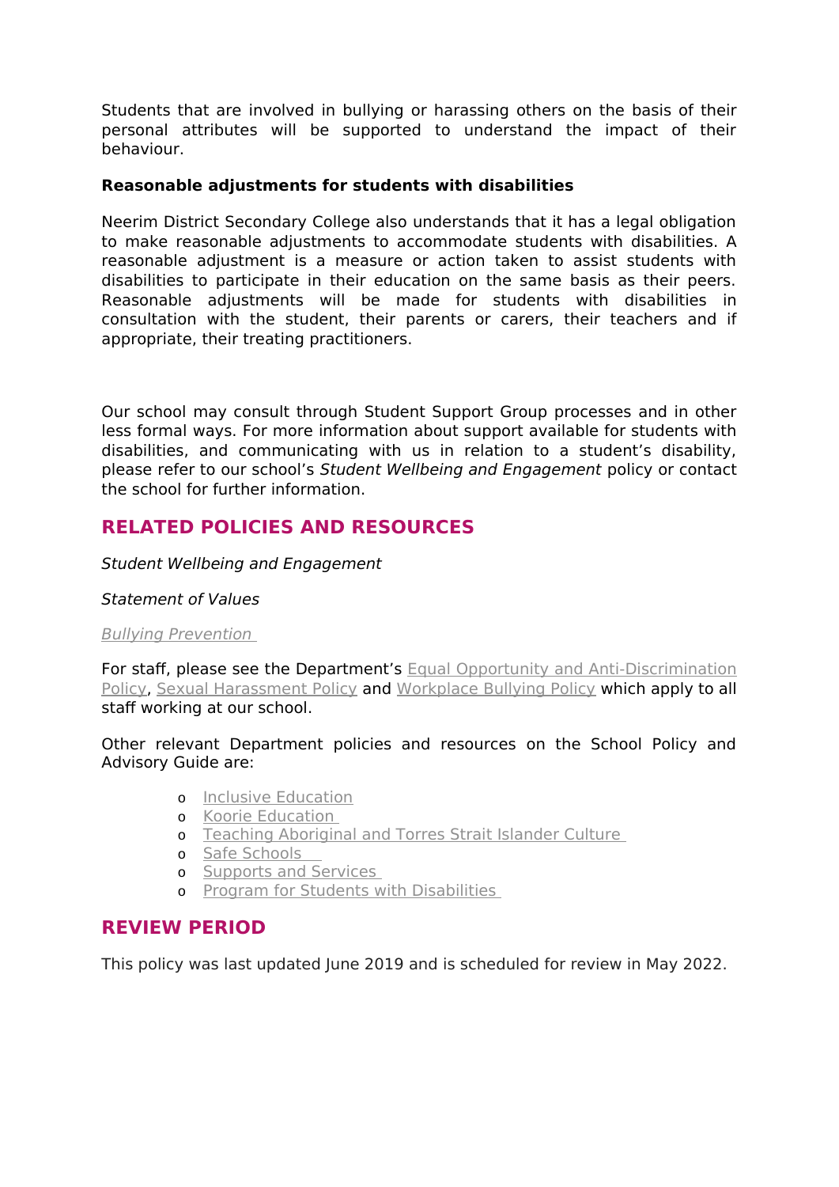Students that are involved in bullying or harassing others on the basis of their personal attributes will be supported to understand the impact of their behaviour.

**Reasonable adjustments for students with disabilities**

Neerim District Secondary College also understands that it has a legal obligation to make reasonable adjustments to accommodate students with disabilities. A reasonable adjustment is a measure or action taken to assist students with disabilities to participate in their education on the same basis as their peers. Reasonable adjustments will be made for students with disabilities in consultation with the student, their parents or carers, their teachers and if appropriate, their treating practitioners.

Our school may consult through Student Support Group processes and in other less formal ways. For more information about support available for students with disabilities, and communicating with us in relation to a student's disability, please refer to our school's *Student Wellbeing and Engagement* policy or contact the school for further information.

## RELATED POLICIES AND RESOURCES

*Student Wellbeing and Engagement*

*Statement of Values*

*Bullying Prevention*

For staff, please see the Department's Equal Opportunity and Anti-Discrimination Policy, Sexual Harassment Policy and Workplace Bullying Policy which apply to all staff working at our school.

Other relevant Department policies and resources on the School Policy and Advisory Guide are:

- Inclusive Education
- Koorie Education
- Teaching Aboriginal and Torres Strait Islander Culture
- Safe Schools
- Supports and Services
- Program for Students with Disabilities

## REVIEW PERIOD

This policy was last updated June 2019 and is scheduled for review in May 2022.